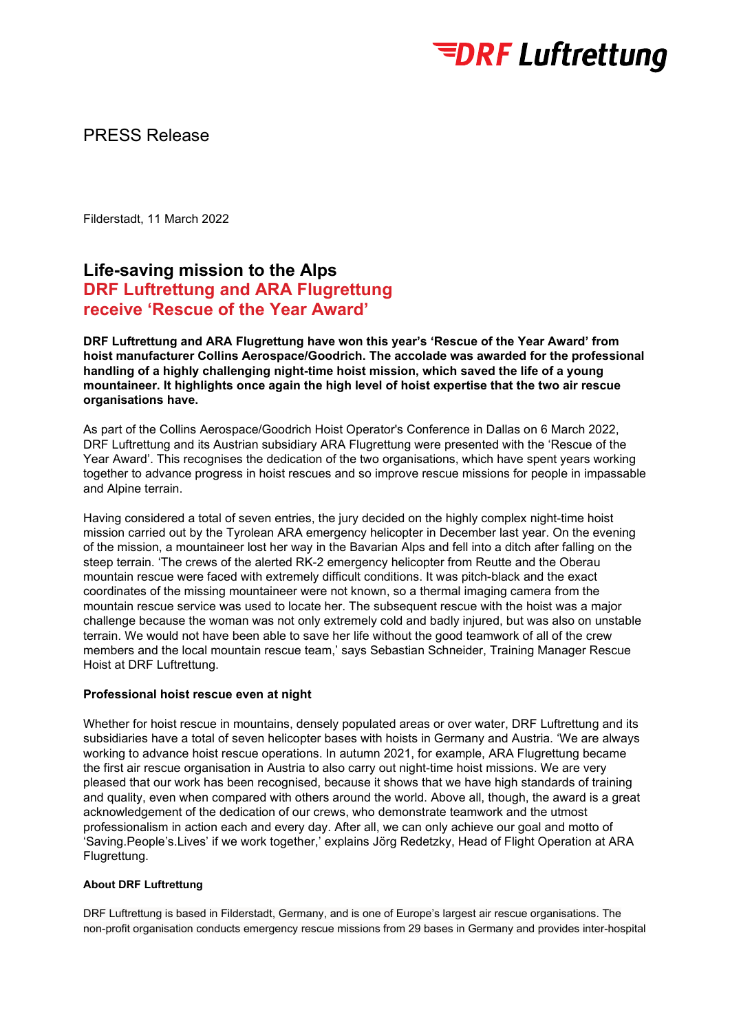PRESS Release

Filderstadt, 11 March 2022

# Life-saving mission to the Alps
## DRF Luftrettung and ARA Flugrettung receive 'Rescue of the Year Award'

**DRF Luftrettung and ARA Flugrettung have won this year's 'Rescue of the Year Award' from hoist manufacturer Collins Aerospace/Goodrich. The accolade was awarded for the professional handling of a highly challenging night-time hoist mission, which saved the life of a young mountaineer. It highlights once again the high level of hoist expertise that the two air rescue organisations have.**

As part of the Collins Aerospace/Goodrich Hoist Operator's Conference in Dallas on 6 March 2022, DRF Luftrettung and its Austrian subsidiary ARA Flugrettung were presented with the 'Rescue of the Year Award'. This recognises the dedication of the two organisations, which have spent years working together to advance progress in hoist rescues and so improve rescue missions for people in impassable and Alpine terrain.

Having considered a total of seven entries, the jury decided on the highly complex night-time hoist mission carried out by the Tyrolean ARA emergency helicopter in December last year. On the evening of the mission, a mountaineer lost her way in the Bavarian Alps and fell into a ditch after falling on the steep terrain. 'The crews of the alerted RK-2 emergency helicopter from Reutte and the Oberau mountain rescue were faced with extremely difficult conditions. It was pitch-black and the exact coordinates of the missing mountaineer were not known, so a thermal imaging camera from the mountain rescue service was used to locate her. The subsequent rescue with the hoist was a major challenge because the woman was not only extremely cold and badly injured, but was also on unstable terrain. We would not have been able to save her life without the good teamwork of all of the crew members and the local mountain rescue team,' says Sebastian Schneider, Training Manager Rescue Hoist at DRF Luftrettung.

### Professional hoist rescue even at night

Whether for hoist rescue in mountains, densely populated areas or over water, DRF Luftrettung and its subsidiaries have a total of seven helicopter bases with hoists in Germany and Austria. 'We are always working to advance hoist rescue operations. In autumn 2021, for example, ARA Flugrettung became the first air rescue organisation in Austria to also carry out night-time hoist missions. We are very pleased that our work has been recognised, because it shows that we have high standards of training and quality, even when compared with others around the world. Above all, though, the award is a great acknowledgement of the dedication of our crews, who demonstrate teamwork and the utmost professionalism in action each and every day. After all, we can only achieve our goal and motto of 'Saving.People's.Lives' if we work together,' explains Jörg Redetzky, Head of Flight Operation at ARA Flugrettung.

#### About DRF Luftrettung

DRF Luftrettung is based in Filderstadt, Germany, and is one of Europe's largest air rescue organisations. The non-profit organisation conducts emergency rescue missions from 29 bases in Germany and provides inter-hospital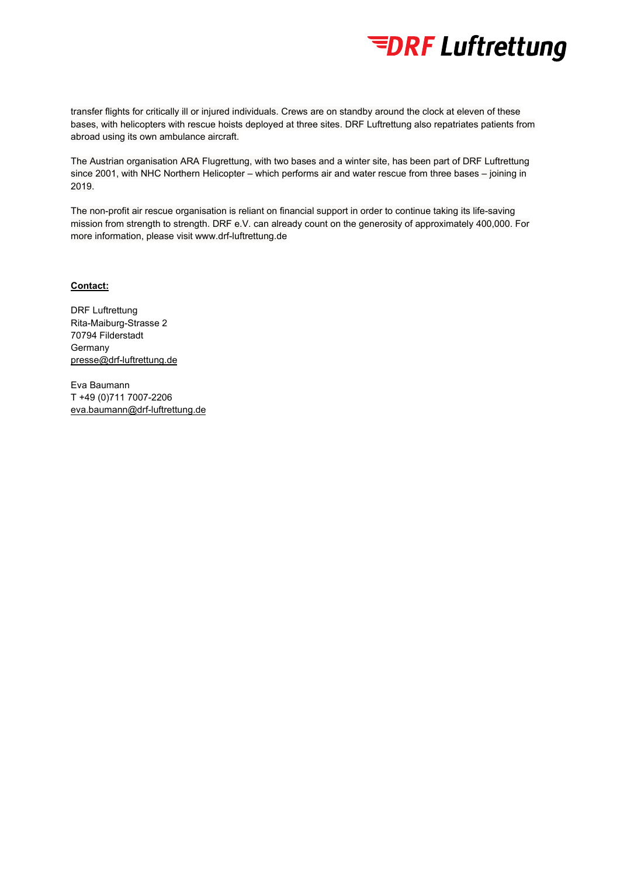transfer flights for critically ill or injured individuals. Crews are on standby around the clock at eleven of these bases, with helicopters with rescue hoists deployed at three sites. DRF Luftrettung also repatriates patients from abroad using its own ambulance aircraft.

The Austrian organisation ARA Flugrettung, with two bases and a winter site, has been part of DRF Luftrettung since 2001, with NHC Northern Helicopter – which performs air and water rescue from three bases – joining in 2019.

The non-profit air rescue organisation is reliant on financial support in order to continue taking its life-saving mission from strength to strength. DRF e.V. can already count on the generosity of approximately 400,000. For more information, please visit www.drf-luftrettung.de

**Contact:**

DRF Luftrettung
Rita-Maiburg-Strasse 2
70794 Filderstadt
Germany
presse@drf-luftrettung.de

Eva Baumann
T +49 (0)711 7007-2206
eva.baumann@drf-luftrettung.de